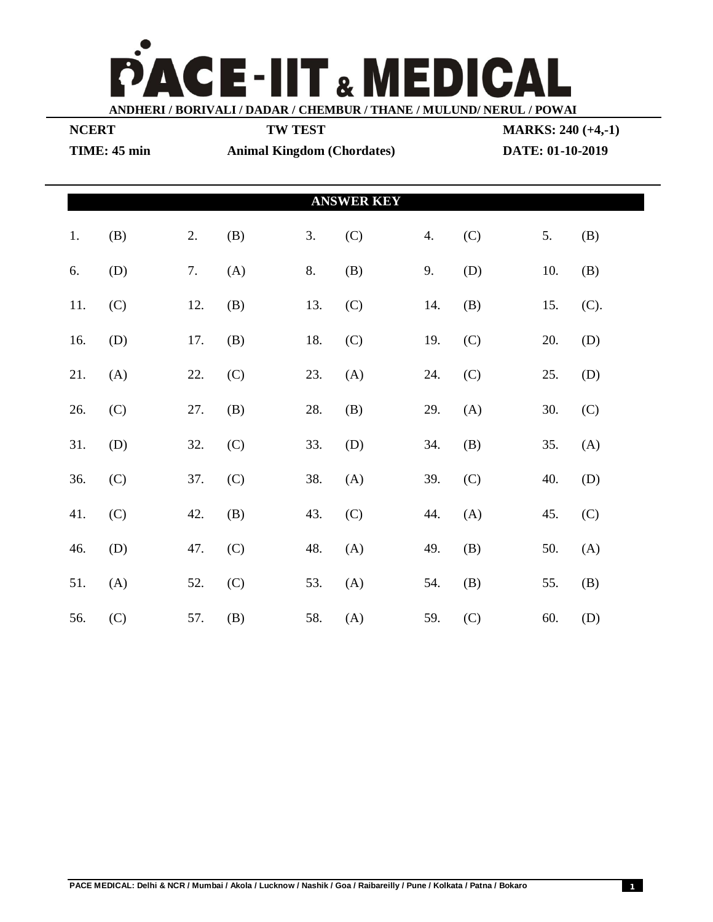# PACE-IIT & MEDICAL

**ANDHERI / BORIVALI / DADAR / CHEMBUR / THANE / MULUND/ NERUL / POWAI**

| **NCERT** | **TW TEST** | **MARKS: 240 (+4,-1)** |
|---|---|---|
| **TIME: 45 min** | **Animal Kingdom (Chordates)** | **DATE: 01-10-2019** |

## ANSWER KEY

| | | | | | | | | | |
|---|---|---|---|---|---|---|---|---|---|
| 1. | (B) | 2. | (B) | 3. | (C) | 4. | (C) | 5. | (B) |
| 6. | (D) | 7. | (A) | 8. | (B) | 9. | (D) | 10. | (B) |
| 11. | (C) | 12. | (B) | 13. | (C) | 14. | (B) | 15. | (C). |
| 16. | (D) | 17. | (B) | 18. | (C) | 19. | (C) | 20. | (D) |
| 21. | (A) | 22. | (C) | 23. | (A) | 24. | (C) | 25. | (D) |
| 26. | (C) | 27. | (B) | 28. | (B) | 29. | (A) | 30. | (C) |
| 31. | (D) | 32. | (C) | 33. | (D) | 34. | (B) | 35. | (A) |
| 36. | (C) | 37. | (C) | 38. | (A) | 39. | (C) | 40. | (D) |
| 41. | (C) | 42. | (B) | 43. | (C) | 44. | (A) | 45. | (C) |
| 46. | (D) | 47. | (C) | 48. | (A) | 49. | (B) | 50. | (A) |
| 51. | (A) | 52. | (C) | 53. | (A) | 54. | (B) | 55. | (B) |
| 56. | (C) | 57. | (B) | 58. | (A) | 59. | (C) | 60. | (D) |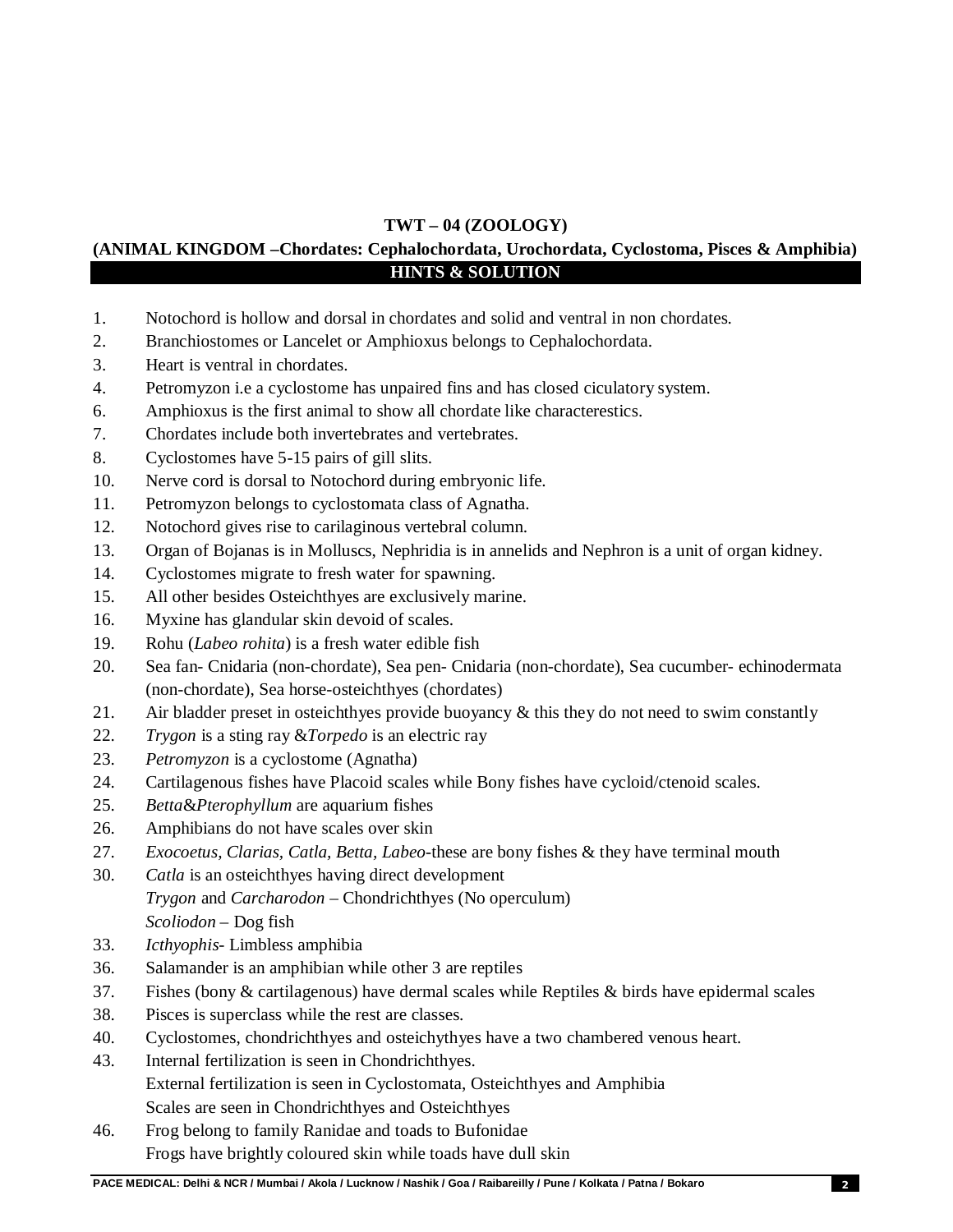**TWT – 04 (ZOOLOGY)**

**(ANIMAL KINGDOM –Chordates: Cephalochordata, Urochordata, Cyclostoma, Pisces & Amphibia)**

**HINTS & SOLUTION**

1. Notochord is hollow and dorsal in chordates and solid and ventral in non chordates.
2. Branchiostomes or Lancelet or Amphioxus belongs to Cephalochordata.
3. Heart is ventral in chordates.
4. Petromyzon i.e a cyclostome has unpaired fins and has closed ciculatory system.
6. Amphioxus is the first animal to show all chordate like characterestics.
7. Chordates include both invertebrates and vertebrates.
8. Cyclostomes have 5-15 pairs of gill slits.
10. Nerve cord is dorsal to Notochord during embryonic life.
11. Petromyzon belongs to cyclostomata class of Agnatha.
12. Notochord gives rise to carilaginous vertebral column.
13. Organ of Bojanas is in Molluscs, Nephridia is in annelids and Nephron is a unit of organ kidney.
14. Cyclostomes migrate to fresh water for spawning.
15. All other besides Osteichthyes are exclusively marine.
16. Myxine has glandular skin devoid of scales.
19. Rohu (*Labeo rohita*) is a fresh water edible fish
20. Sea fan- Cnidaria (non-chordate), Sea pen- Cnidaria (non-chordate), Sea cucumber- echinodermata (non-chordate), Sea horse-osteichthyes (chordates)
21. Air bladder preset in osteichthyes provide buoyancy & this they do not need to swim constantly
22. *Trygon* is a sting ray &*Torpedo* is an electric ray
23. *Petromyzon* is a cyclostome (Agnatha)
24. Cartilagenous fishes have Placoid scales while Bony fishes have cycloid/ctenoid scales.
25. *Betta*&*Pterophyllum* are aquarium fishes
26. Amphibians do not have scales over skin
27. *Exocoetus, Clarias, Catla, Betta, Labeo*-these are bony fishes & they have terminal mouth
30. *Catla* is an osteichthyes having direct development
    *Trygon* and *Carcharodon* – Chondrichthyes (No operculum)
    *Scoliodon* – Dog fish
33. *Icthyophis*- Limbless amphibia
36. Salamander is an amphibian while other 3 are reptiles
37. Fishes (bony & cartilagenous) have dermal scales while Reptiles & birds have epidermal scales
38. Pisces is superclass while the rest are classes.
40. Cyclostomes, chondrichthyes and osteichythyes have a two chambered venous heart.
43. Internal fertilization is seen in Chondrichthyes.
    External fertilization is seen in Cyclostomata, Osteichthyes and Amphibia
    Scales are seen in Chondrichthyes and Osteichthyes
46. Frog belong to family Ranidae and toads to Bufonidae
    Frogs have brightly coloured skin while toads have dull skin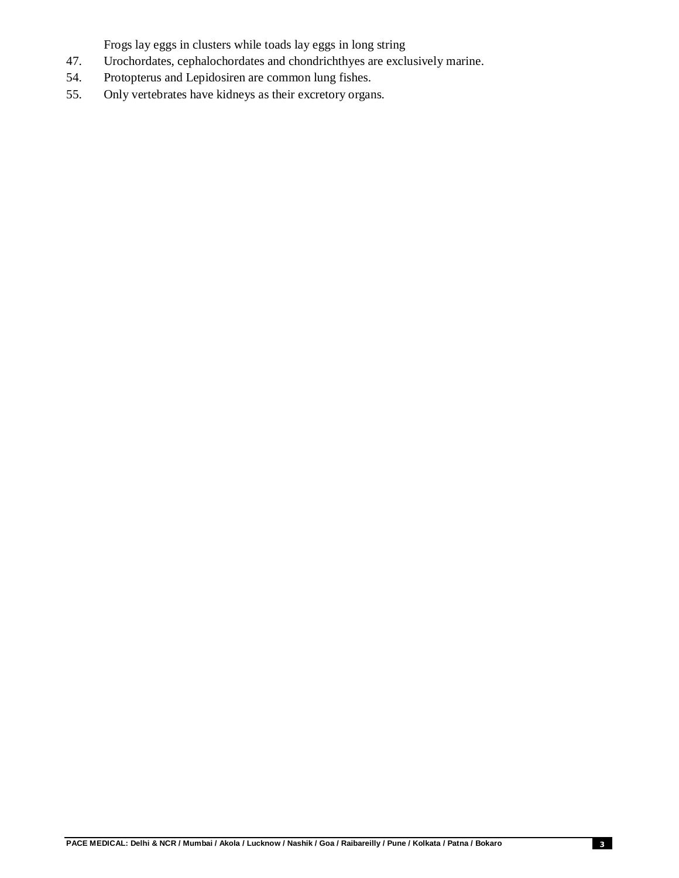Frogs lay eggs in clusters while toads lay eggs in long string

47. Urochordates, cephalochordates and chondrichthyes are exclusively marine.

54. Protopterus and Lepidosiren are common lung fishes.

55. Only vertebrates have kidneys as their excretory organs.